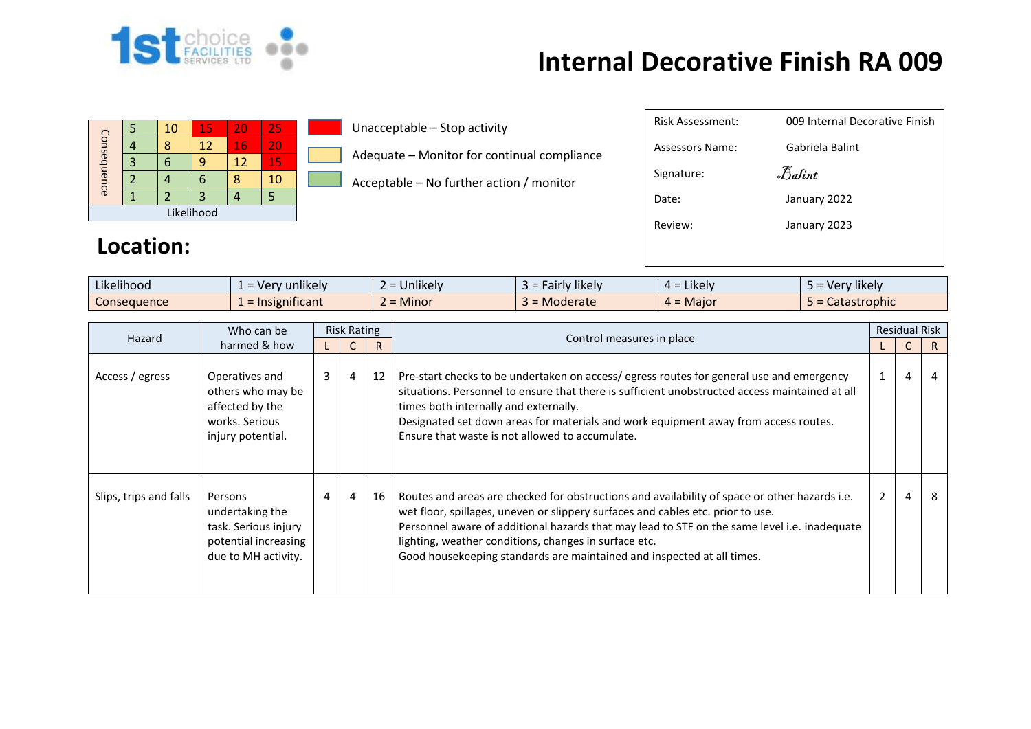# Internal Decorative Finish RA 009

| Consequence | | | | | |
|---|---|---|---|---|---|
| | 5 | 10 | 15 | 20 | 25 |
| | 4 | 8 | 12 | 16 | 20 |
| | 3 | 6 | 9 | 12 | 15 |
| | 2 | 4 | 6 | 8 | 10 |
| | 1 | 2 | 3 | 4 | 5 |
| Likelihood | | | | | |

- Unacceptable – Stop activity
- Adequate – Monitor for continual compliance
- Acceptable – No further action / monitor

| | |
|---|---|
| Risk Assessment: | 009 Internal Decorative Finish |
| Assessors Name: | Gabriela Balint |
| Signature: | Balint |
| Date: | January 2022 |
| Review: | January 2023 |

## Location:

| Likelihood | 1 = Very unlikely | 2 = Unlikely | 3 = Fairly likely | 4 = Likely | 5 = Very likely |
|---|---|---|---|---|---|
| Consequence | 1 = Insignificant | 2 = Minor | 3 = Moderate | 4 = Major | 5 = Catastrophic |

| Hazard | Who can be harmed & how | Risk Rating | | | Control measures in place | Residual Risk | | |
|---|---|---|---|---|---|---|---|---|
| | | L | C | R | | L | C | R |
| Access / egress | Operatives and others who may be affected by the works. Serious injury potential. | 3 | 4 | 12 | Pre-start checks to be undertaken on access/ egress routes for general use and emergency situations. Personnel to ensure that there is sufficient unobstructed access maintained at all times both internally and externally.<br>Designated set down areas for materials and work equipment away from access routes.<br>Ensure that waste is not allowed to accumulate. | 1 | 4 | 4 |
| Slips, trips and falls | Persons undertaking the task. Serious injury potential increasing due to MH activity. | 4 | 4 | 16 | Routes and areas are checked for obstructions and availability of space or other hazards i.e. wet floor, spillages, uneven or slippery surfaces and cables etc. prior to use.<br>Personnel aware of additional hazards that may lead to STF on the same level i.e. inadequate lighting, weather conditions, changes in surface etc.<br>Good housekeeping standards are maintained and inspected at all times. | 2 | 4 | 8 |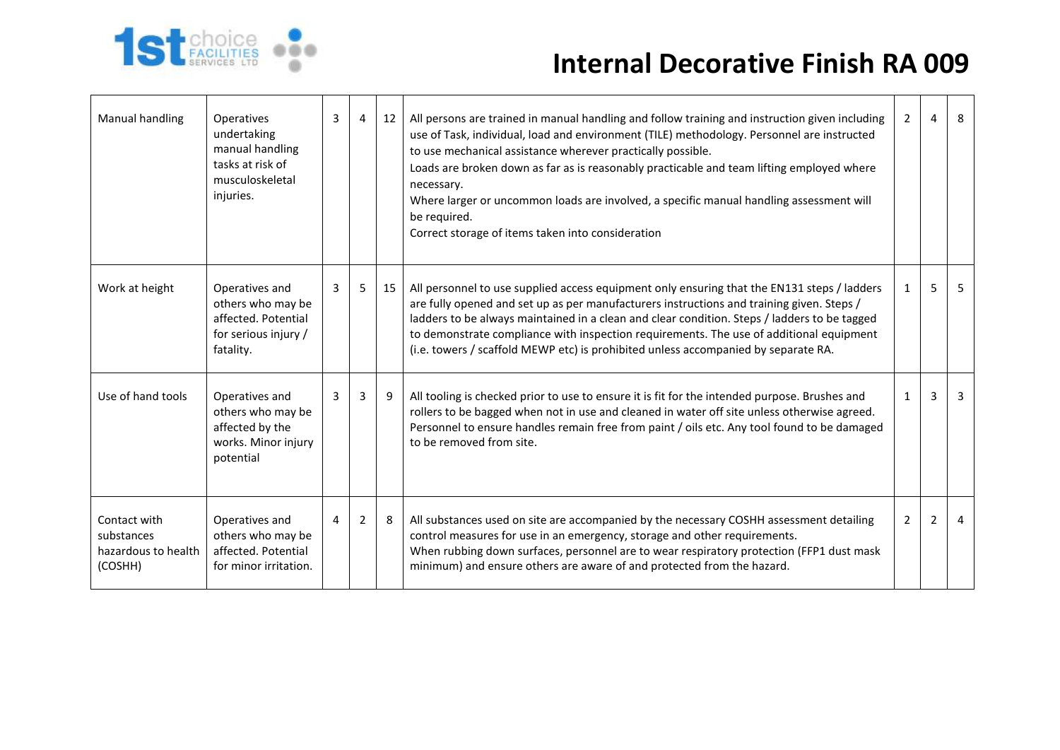# Internal Decorative Finish RA 009

| | | | | | | | | |
|---|---|---|---|---|---|---|---|---|
| Manual handling | Operatives undertaking manual handling tasks at risk of musculoskeletal injuries. | 3 | 4 | 12 | All persons are trained in manual handling and follow training and instruction given including use of Task, individual, load and environment (TILE) methodology. Personnel are instructed to use mechanical assistance wherever practically possible.<br>Loads are broken down as far as is reasonably practicable and team lifting employed where necessary.<br>Where larger or uncommon loads are involved, a specific manual handling assessment will be required.<br>Correct storage of items taken into consideration | 2 | 4 | 8 |
| Work at height | Operatives and others who may be affected. Potential for serious injury / fatality. | 3 | 5 | 15 | All personnel to use supplied access equipment only ensuring that the EN131 steps / ladders are fully opened and set up as per manufacturers instructions and training given. Steps / ladders to be always maintained in a clean and clear condition. Steps / ladders to be tagged to demonstrate compliance with inspection requirements. The use of additional equipment (i.e. towers / scaffold MEWP etc) is prohibited unless accompanied by separate RA. | 1 | 5 | 5 |
| Use of hand tools | Operatives and others who may be affected by the works. Minor injury potential | 3 | 3 | 9 | All tooling is checked prior to use to ensure it is fit for the intended purpose. Brushes and rollers to be bagged when not in use and cleaned in water off site unless otherwise agreed. Personnel to ensure handles remain free from paint / oils etc. Any tool found to be damaged to be removed from site. | 1 | 3 | 3 |
| Contact with substances hazardous to health (COSHH) | Operatives and others who may be affected. Potential for minor irritation. | 4 | 2 | 8 | All substances used on site are accompanied by the necessary COSHH assessment detailing control measures for use in an emergency, storage and other requirements.<br>When rubbing down surfaces, personnel are to wear respiratory protection (FFP1 dust mask minimum) and ensure others are aware of and protected from the hazard. | 2 | 2 | 4 |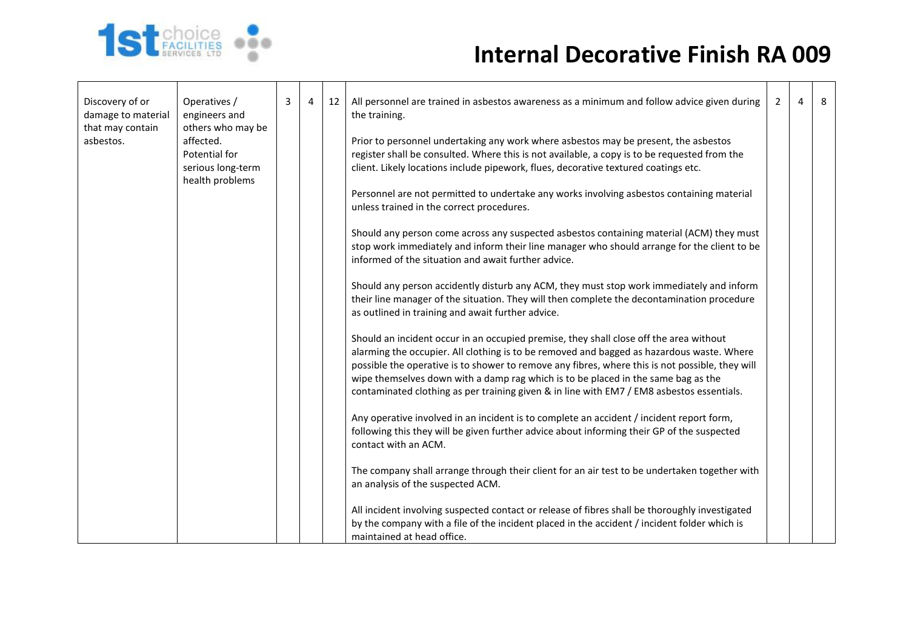# Internal Decorative Finish RA 009

| | | | | | | | | |
|---|---|---|---|---|---|---|---|---|
| Discovery of or damage to material that may contain asbestos. | Operatives / engineers and others who may be affected. Potential for serious long-term health problems | 3 | 4 | 12 | All personnel are trained in asbestos awareness as a minimum and follow advice given during the training.<br><br>Prior to personnel undertaking any work where asbestos may be present, the asbestos register shall be consulted. Where this is not available, a copy is to be requested from the client. Likely locations include pipework, flues, decorative textured coatings etc.<br><br>Personnel are not permitted to undertake any works involving asbestos containing material unless trained in the correct procedures.<br><br>Should any person come across any suspected asbestos containing material (ACM) they must stop work immediately and inform their line manager who should arrange for the client to be informed of the situation and await further advice.<br><br>Should any person accidently disturb any ACM, they must stop work immediately and inform their line manager of the situation. They will then complete the decontamination procedure as outlined in training and await further advice.<br><br>Should an incident occur in an occupied premise, they shall close off the area without alarming the occupier. All clothing is to be removed and bagged as hazardous waste. Where possible the operative is to shower to remove any fibres, where this is not possible, they will wipe themselves down with a damp rag which is to be placed in the same bag as the contaminated clothing as per training given & in line with EM7 / EM8 asbestos essentials.<br><br>Any operative involved in an incident is to complete an accident / incident report form, following this they will be given further advice about informing their GP of the suspected contact with an ACM.<br><br>The company shall arrange through their client for an air test to be undertaken together with an analysis of the suspected ACM.<br><br>All incident involving suspected contact or release of fibres shall be thoroughly investigated by the company with a file of the incident placed in the accident / incident folder which is maintained at head office. | 2 | 4 | 8 |